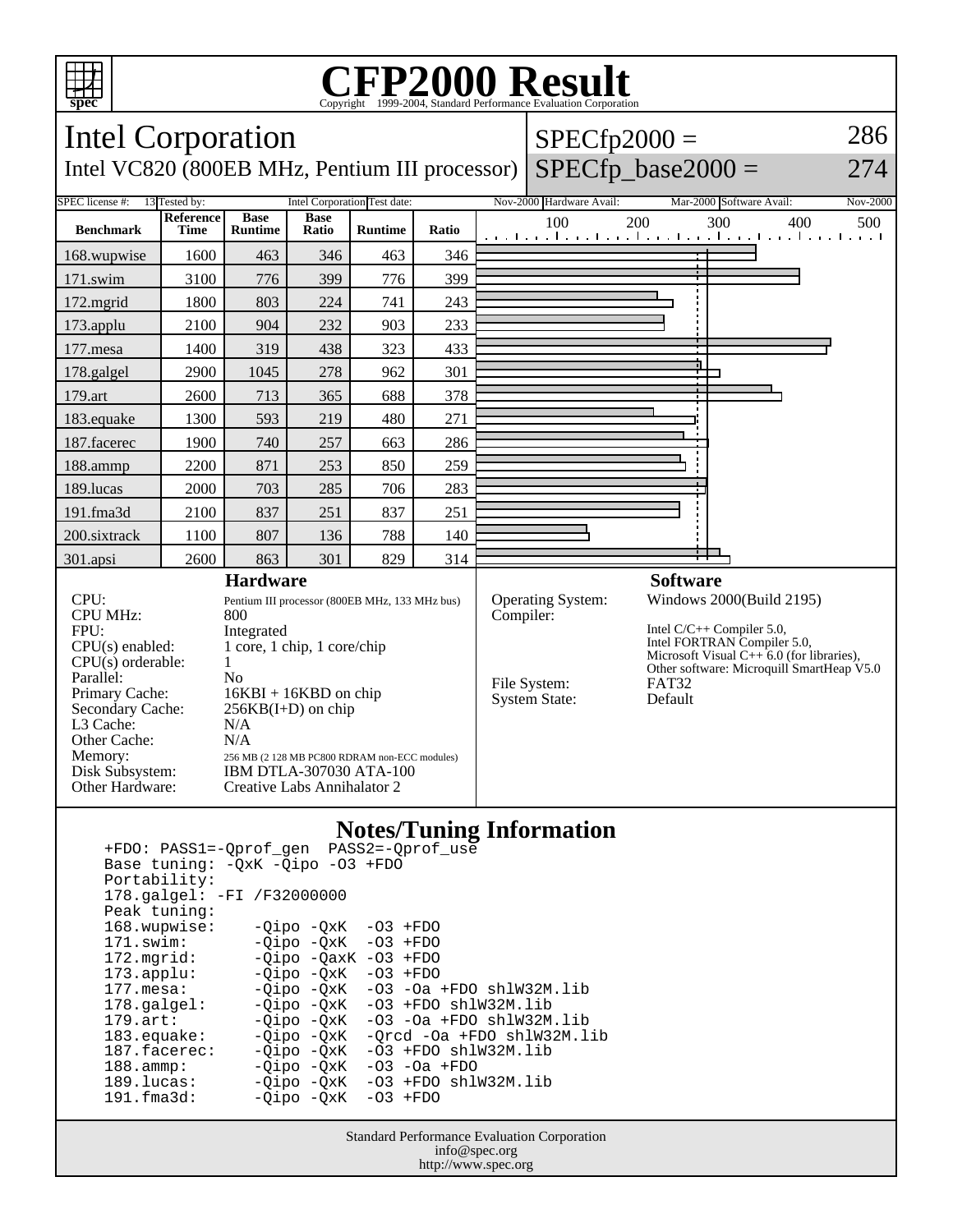# CFP2000 Result

Copyright 1999-2004, Standard Performance Evaluation Corporation

## Intel Corporation

Intel VC820 (800EB MHz, Pentium III processor)

SPECfp2000 = 286

SPECfp_base2000 = 274

| SPEC license #: | 13 | Tested by: | Intel Corporation | Test date: | Nov-2000 | Hardware Avail: | Mar-2000 | Software Avail: | Nov-2000 |
|---|---|---|---|---|---|---|---|---|---|

| Benchmark | Reference Time | Base Runtime | Base Ratio | Runtime | Ratio |
|---|---|---|---|---|---|
| 168.wupwise | 1600 | 463 | 346 | 463 | 346 |
| 171.swim | 3100 | 776 | 399 | 776 | 399 |
| 172.mgrid | 1800 | 803 | 224 | 741 | 243 |
| 173.applu | 2100 | 904 | 232 | 903 | 233 |
| 177.mesa | 1400 | 319 | 438 | 323 | 433 |
| 178.galgel | 2900 | 1045 | 278 | 962 | 301 |
| 179.art | 2600 | 713 | 365 | 688 | 378 |
| 183.equake | 1300 | 593 | 219 | 480 | 271 |
| 187.facerec | 1900 | 740 | 257 | 663 | 286 |
| 188.ammp | 2200 | 871 | 253 | 850 | 259 |
| 189.lucas | 2000 | 703 | 285 | 706 | 283 |
| 191.fma3d | 2100 | 837 | 251 | 837 | 251 |
| 200.sixtrack | 1100 | 807 | 136 | 788 | 140 |
| 301.apsi | 2600 | 863 | 301 | 829 | 314 |

### Hardware

| | |
|---|---|
| CPU: | Pentium III processor (800EB MHz, 133 MHz bus) |
| CPU MHz: | 800 |
| FPU: | Integrated |
| CPU(s) enabled: | 1 core, 1 chip, 1 core/chip |
| CPU(s) orderable: | 1 |
| Parallel: | No |
| Primary Cache: | 16KBI + 16KBD on chip |
| Secondary Cache: | 256KB(I+D) on chip |
| L3 Cache: | N/A |
| Other Cache: | N/A |
| Memory: | 256 MB (2 128 MB PC800 RDRAM non-ECC modules) |
| Disk Subsystem: | IBM DTLA-307030 ATA-100 |
| Other Hardware: | Creative Labs Annihalator 2 |

### Software

| | |
|---|---|
| Operating System: | Windows 2000(Build 2195) |
| Compiler: | Intel C/C++ Compiler 5.0, Intel FORTRAN Compiler 5.0, Microsoft Visual C++ 6.0 (for libraries), Other software: Microquill SmartHeap V5.0 |
| File System: | FAT32 |
| System State: | Default |

### Notes/Tuning Information

```
+FDO: PASS1=-Qprof_gen  PASS2=-Qprof_use
Base tuning: -QxK -Qipo -O3 +FDO
Portability:
178.galgel: -FI /F32000000
Peak tuning:
168.wupwise:    -Qipo -QxK  -O3 +FDO
171.swim:       -Qipo -QxK  -O3 +FDO
172.mgrid:      -Qipo -QaxK -O3 +FDO
173.applu:      -Qipo -QxK  -O3 +FDO
177.mesa:       -Qipo -QxK  -O3 -Oa +FDO shlW32M.lib
178.galgel:     -Qipo -QxK  -O3 +FDO shlW32M.lib
179.art:        -Qipo -QxK  -O3 -Oa +FDO shlW32M.lib
183.equake:     -Qipo -QxK  -Qrcd -Oa +FDO shlW32M.lib
187.facerec:    -Qipo -QxK  -O3 +FDO shlW32M.lib
188.ammp:       -Qipo -QxK  -O3 -Oa +FDO
189.lucas:      -Qipo -QxK  -O3 +FDO shlW32M.lib
191.fma3d:      -Qipo -QxK  -O3 +FDO
```

Standard Performance Evaluation Corporation
info@spec.org
http://www.spec.org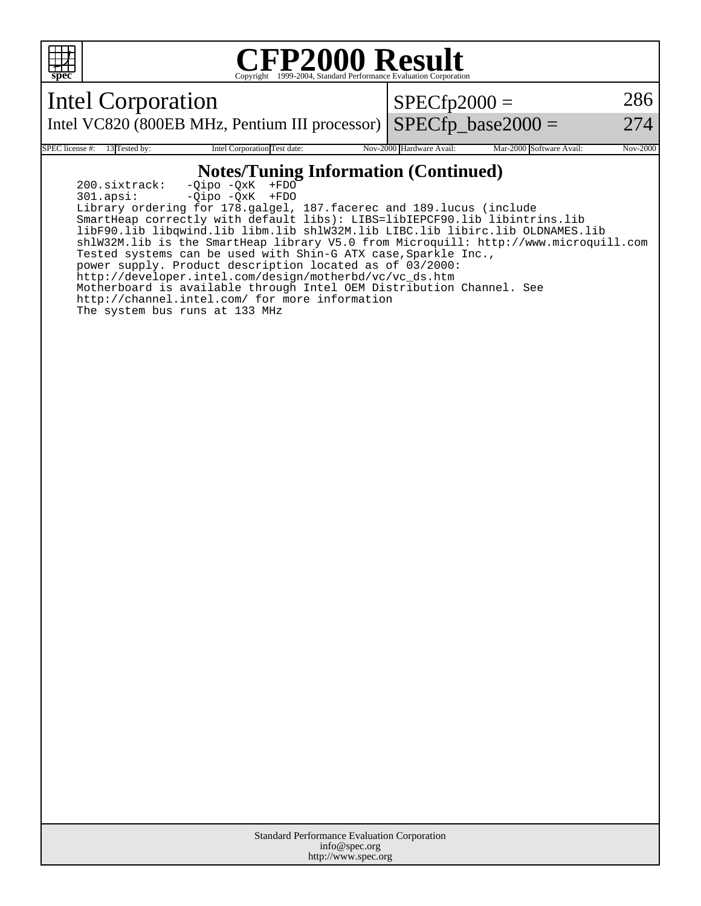# CFP2000 Result

Copyright 1999-2004, Standard Performance Evaluation Corporation

Intel Corporation

Intel VC820 (800EB MHz, Pentium III processor)

SPECfp2000 = 286

SPECfp_base2000 = 274

| SPEC license #: | 13 | Tested by: | Intel Corporation | Test date: | Nov-2000 | Hardware Avail: | Mar-2000 | Software Avail: | Nov-2000 |
|---|---|---|---|---|---|---|---|---|---|

## Notes/Tuning Information (Continued)

```
200.sixtrack:   -Qipo -QxK  +FDO
301.apsi:       -Qipo -QxK  +FDO
Library ordering for 178.galgel, 187.facerec and 189.lucus (include
SmartHeap correctly with default libs): LIBS=libIEPCF90.lib libintrins.lib
libF90.lib libqwind.lib libm.lib shlW32M.lib LIBC.lib libirc.lib OLDNAMES.lib
shlW32M.lib is the SmartHeap library V5.0 from Microquill: http://www.microquill.com
Tested systems can be used with Shin-G ATX case,Sparkle Inc.,
power supply. Product description located as of 03/2000:
http://developer.intel.com/design/motherbd/vc/vc_ds.htm
Motherboard is available through Intel OEM Distribution Channel. See
http://channel.intel.com/ for more information
The system bus runs at 133 MHz
```

Standard Performance Evaluation Corporation
info@spec.org
http://www.spec.org